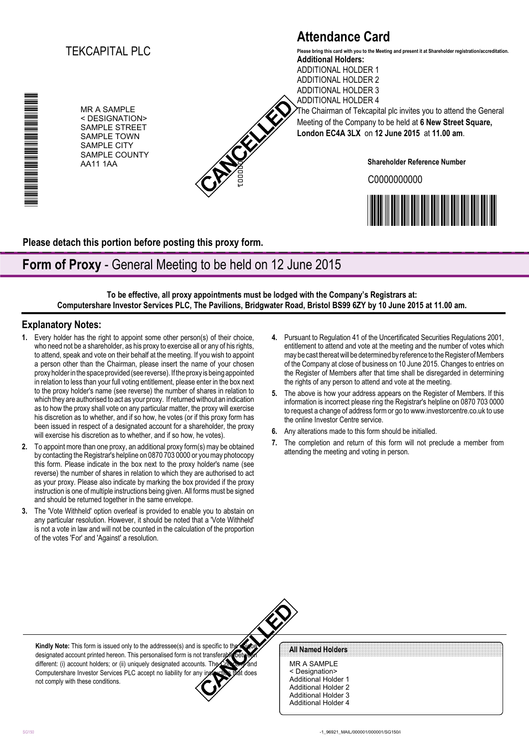TEKCAPITAL PLC

MR A SAMPLE
< DESIGNATION>
SAMPLE STREET
SAMPLE TOWN
SAMPLE CITY
SAMPLE COUNTY
AA11 1AA

CANCELLED

000001

# Attendance Card

**Please bring this card with you to the Meeting and present it at Shareholder registration/accreditation.**

**Additional Holders:**
ADDITIONAL HOLDER 1
ADDITIONAL HOLDER 2
ADDITIONAL HOLDER 3
ADDITIONAL HOLDER 4

The Chairman of Tekcapital plc invites you to attend the General Meeting of the Company to be held at **6 New Street Square, London EC4A 3LX** on **12 June 2015** at **11.00 am**.

**Shareholder Reference Number**

C0000000000

**Please detach this portion before posting this proxy form.**

# **Form of Proxy** - General Meeting to be held on 12 June 2015

**To be effective, all proxy appointments must be lodged with the Company's Registrars at: Computershare Investor Services PLC, The Pavilions, Bridgwater Road, Bristol BS99 6ZY by 10 June 2015 at 11.00 am.**

## Explanatory Notes:

1. Every holder has the right to appoint some other person(s) of their choice, who need not be a shareholder, as his proxy to exercise all or any of his rights, to attend, speak and vote on their behalf at the meeting. If you wish to appoint a person other than the Chairman, please insert the name of your chosen proxy holder in the space provided (see reverse). If the proxy is being appointed in relation to less than your full voting entitlement, please enter in the box next to the proxy holder's name (see reverse) the number of shares in relation to which they are authorised to act as your proxy. If returned without an indication as to how the proxy shall vote on any particular matter, the proxy will exercise his discretion as to whether, and if so how, he votes (or if this proxy form has been issued in respect of a designated account for a shareholder, the proxy will exercise his discretion as to whether, and if so how, he votes).
2. To appoint more than one proxy, an additional proxy form(s) may be obtained by contacting the Registrar's helpline on 0870 703 0000 or you may photocopy this form. Please indicate in the box next to the proxy holder's name (see reverse) the number of shares in relation to which they are authorised to act as your proxy. Please also indicate by marking the box provided if the proxy instruction is one of multiple instructions being given. All forms must be signed and should be returned together in the same envelope.
3. The 'Vote Withheld' option overleaf is provided to enable you to abstain on any particular resolution. However, it should be noted that a 'Vote Withheld' is not a vote in law and will not be counted in the calculation of the proportion of the votes 'For' and 'Against' a resolution.
4. Pursuant to Regulation 41 of the Uncertificated Securities Regulations 2001, entitlement to attend and vote at the meeting and the number of votes which may be cast thereat will be determined by reference to the Register of Members of the Company at close of business on 10 June 2015. Changes to entries on the Register of Members after that time shall be disregarded in determining the rights of any person to attend and vote at the meeting.
5. The above is how your address appears on the Register of Members. If this information is incorrect please ring the Registrar's helpline on 0870 703 0000 to request a change of address form or go to www.investorcentre.co.uk to use the online Investor Centre service.
6. Any alterations made to this form should be initialled.
7. The completion and return of this form will not preclude a member from attending the meeting and voting in person.

CANCELLED

**Kindly Note:** This form is issued only to the addressee(s) and is specific to the unique designated account printed hereon. This personalised form is not transferable between different: (i) account holders; or (ii) uniquely designated accounts. The Company and Computershare Investor Services PLC accept no liability for any instruction that does not comply with these conditions.

**All Named Holders**

MR A SAMPLE
< Designation>
Additional Holder 1
Additional Holder 2
Additional Holder 3
Additional Holder 4

SG150

-1_96921_MAIL/000001/000001/SG150/i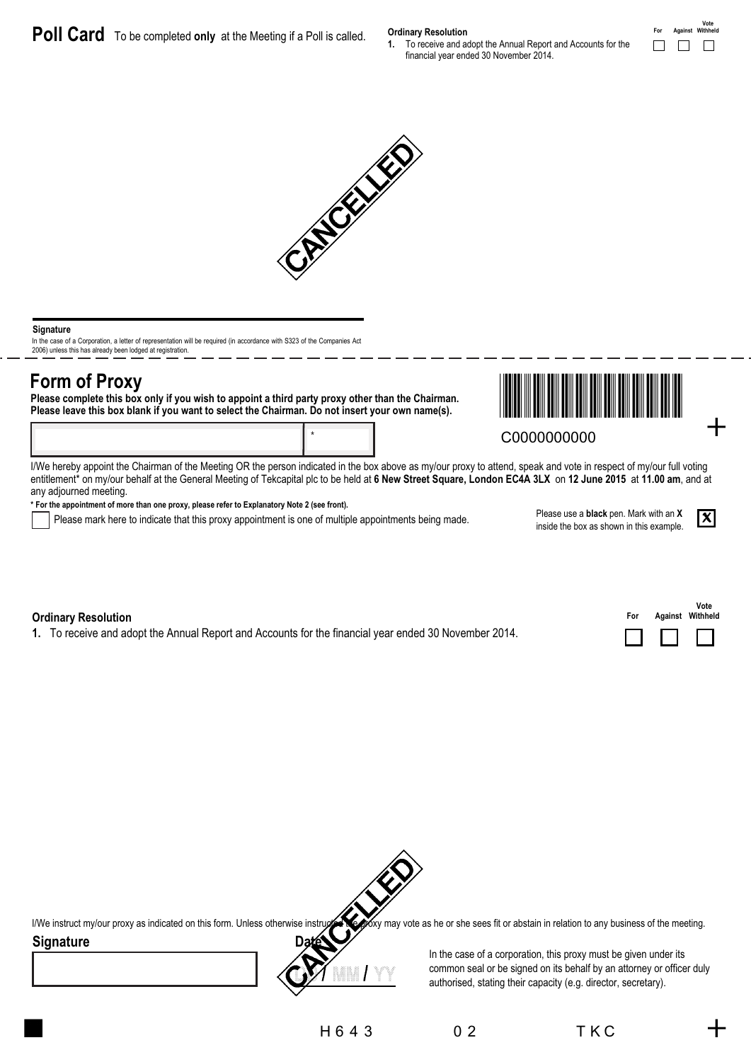# Poll Card

To be completed **only** at the Meeting if a Poll is called.

**Ordinary Resolution**

| | For | Against | Vote Withheld |
|---|---|---|---|
| **1.** To receive and adopt the Annual Report and Accounts for the financial year ended 30 November 2014. | ☐ | ☐ | ☐ |

CANCELLED

**Signature**

In the case of a Corporation, a letter of representation will be required (in accordance with S323 of the Companies Act 2006) unless this has already been lodged at registration.

# Form of Proxy

**Please complete this box only if you wish to appoint a third party proxy other than the Chairman. Please leave this box blank if you want to select the Chairman. Do not insert your own name(s).**

C0000000000

I/We hereby appoint the Chairman of the Meeting OR the person indicated in the box above as my/our proxy to attend, speak and vote in respect of my/our full voting entitlement* on my/our behalf at the General Meeting of Tekcapital plc to be held at **6 New Street Square, London EC4A 3LX** on **12 June 2015** at **11.00 am**, and at any adjourned meeting.

**\* For the appointment of more than one proxy, please refer to Explanatory Note 2 (see front).**

☐ Please mark here to indicate that this proxy appointment is one of multiple appointments being made.

Please use a **black** pen. Mark with an **X** inside the box as shown in this example. ☒

**Ordinary Resolution**

| | For | Against | Vote Withheld |
|---|---|---|---|
| **1.** To receive and adopt the Annual Report and Accounts for the financial year ended 30 November 2014. | ☐ | ☐ | ☐ |

I/We instruct my/our proxy as indicated on this form. Unless otherwise instructed the proxy may vote as he or she sees fit or abstain in relation to any business of the meeting.

CANCELLED

**Signature** **Date**

DD / MM / YY

In the case of a corporation, this proxy must be given under its common seal or be signed on its behalf by an attorney or officer duly authorised, stating their capacity (e.g. director, secretary).

H643 02 TKC